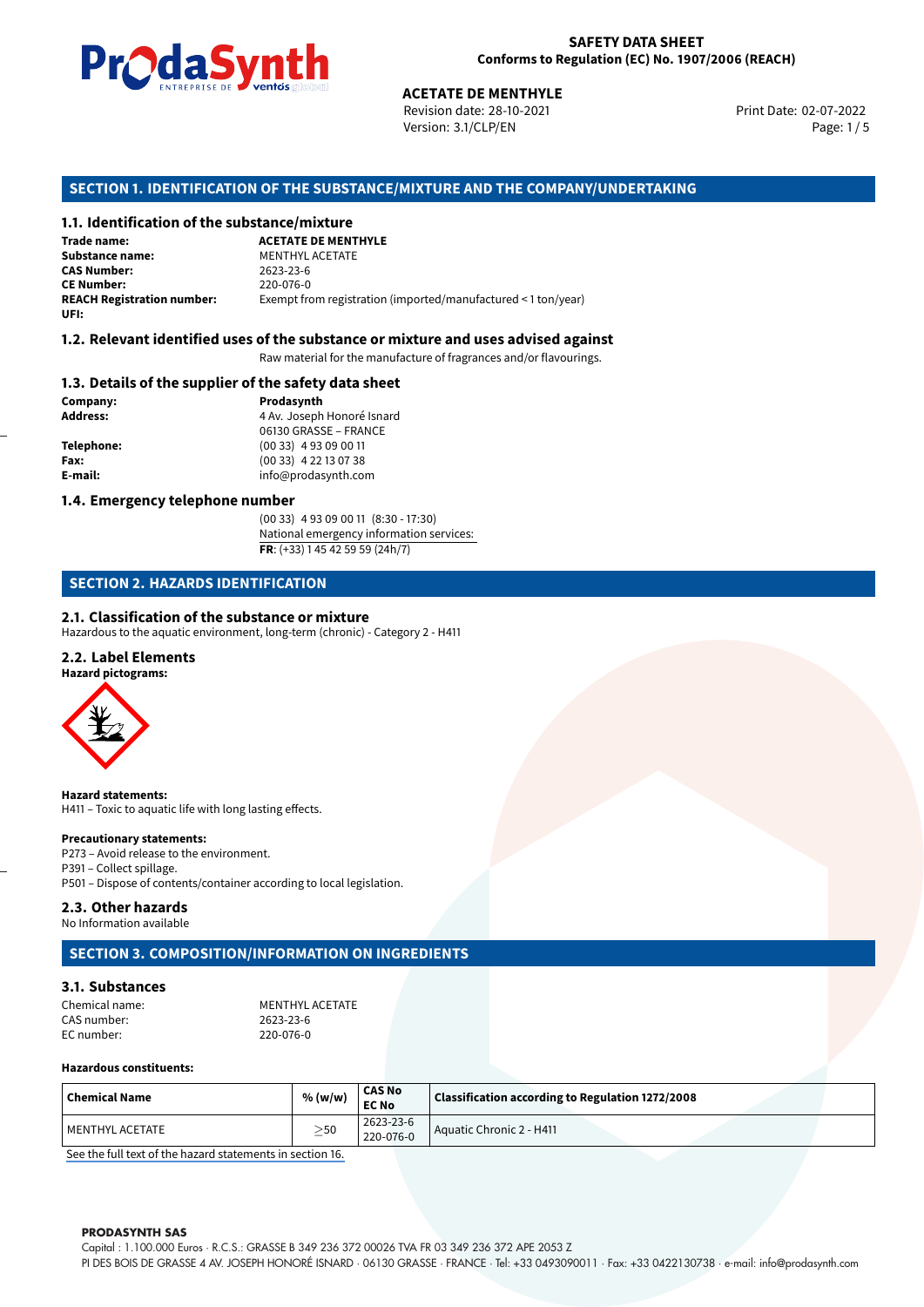# SAFETY DATA SHEET
Conforms to Regulation (EC) No. 1907/2006 (REACH)

**ACETATE DE MENTHYLE**
Revision date: 28-10-2021
Version: 3.1/CLP/EN
Print Date: 02-07-2022

## SECTION 1. IDENTIFICATION OF THE SUBSTANCE/MIXTURE AND THE COMPANY/UNDERTAKING

### 1.1. Identification of the substance/mixture

**Trade name:** **ACETATE DE MENTHYLE**
**Substance name:** MENTHYL ACETATE
**CAS Number:** 2623-23-6
**CE Number:** 220-076-0
**REACH Registration number:** Exempt from registration (imported/manufactured < 1 ton/year)
**UFI:**

### 1.2. Relevant identified uses of the substance or mixture and uses advised against

Raw material for the manufacture of fragrances and/or flavourings.

### 1.3. Details of the supplier of the safety data sheet

**Company:** **Prodasynth**
**Address:** 4 Av. Joseph Honoré Isnard
06130 GRASSE – FRANCE
**Telephone:** (00 33) 4 93 09 00 11
**Fax:** (00 33) 4 22 13 07 38
**E-mail:** info@prodasynth.com

### 1.4. Emergency telephone number

(00 33) 4 93 09 00 11 (8:30 - 17:30)
National emergency information services:
**FR**: (+33) 1 45 42 59 59 (24h/7)

## SECTION 2. HAZARDS IDENTIFICATION

### 2.1. Classification of the substance or mixture

Hazardous to the aquatic environment, long-term (chronic) - Category 2 - H411

### 2.2. Label Elements

**Hazard pictograms:**

**Hazard statements:**
H411 – Toxic to aquatic life with long lasting effects.

**Precautionary statements:**
P273 – Avoid release to the environment.
P391 – Collect spillage.
P501 – Dispose of contents/container according to local legislation.

### 2.3. Other hazards

No Information available

## SECTION 3. COMPOSITION/INFORMATION ON INGREDIENTS

### 3.1. Substances

Chemical name: MENTHYL ACETATE
CAS number: 2623-23-6
EC number: 220-076-0

**Hazardous constituents:**

| Chemical Name | % (w/w) | CAS No EC No | Classification according to Regulation 1272/2008 |
|---|---|---|---|
| MENTHYL ACETATE | ≥50 | 2623-23-6 220-076-0 | Aquatic Chronic 2 - H411 |

See the full text of the hazard statements in section 16.

**PRODASYNTH SAS**
Capital : 1.100.000 Euros · R.C.S.: GRASSE B 349 236 372 00026 TVA FR 03 349 236 372 APE 2053 Z
PI DES BOIS DE GRASSE 4 AV. JOSEPH HONORÉ ISNARD · 06130 GRASSE · FRANCE · Tel: +33 0493090011 · Fax: +33 0422130738 · e-mail: info@prodasynth.com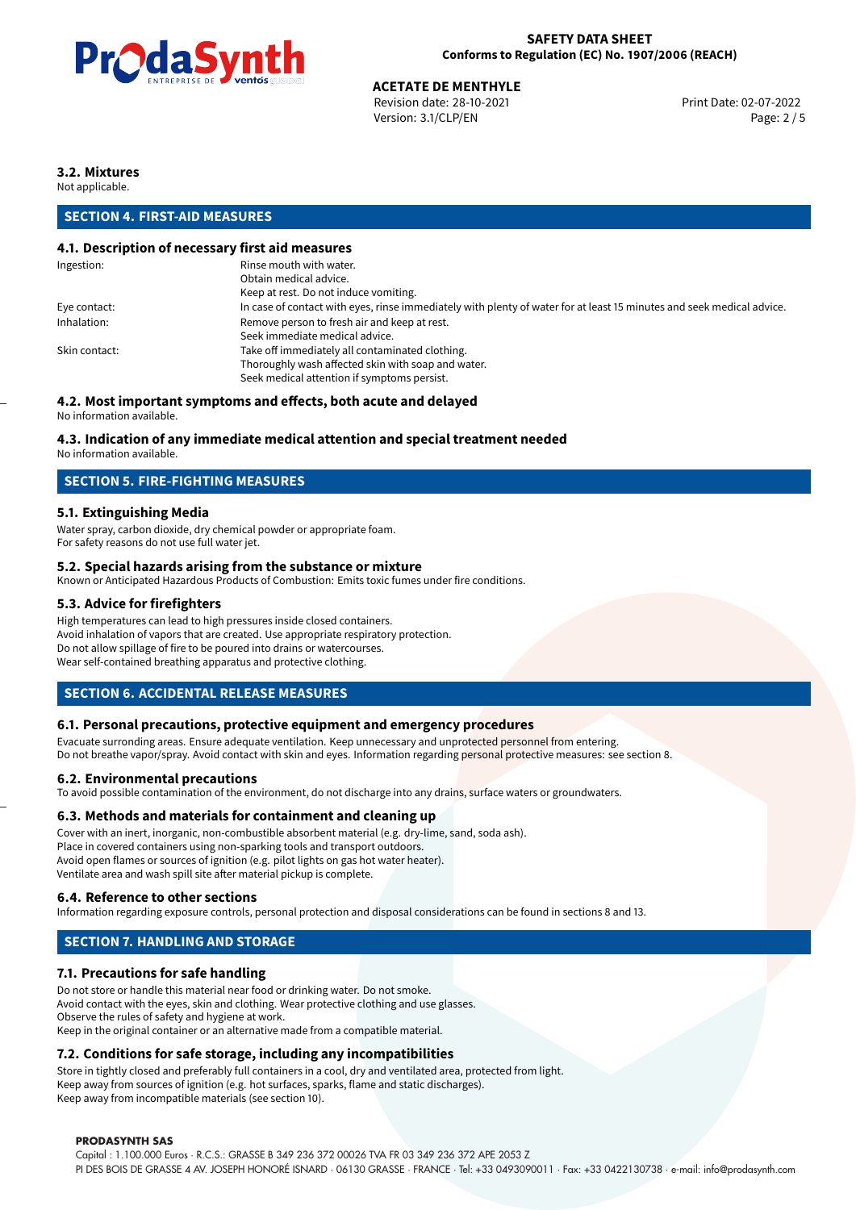### 3.2. Mixtures

Not applicable.

## SECTION 4. FIRST-AID MEASURES

### 4.1. Description of necessary first aid measures

| | |
|---|---|
| Ingestion: | Rinse mouth with water.<br>Obtain medical advice.<br>Keep at rest. Do not induce vomiting. |
| Eye contact: | In case of contact with eyes, rinse immediately with plenty of water for at least 15 minutes and seek medical advice. |
| Inhalation: | Remove person to fresh air and keep at rest.<br>Seek immediate medical advice. |
| Skin contact: | Take off immediately all contaminated clothing.<br>Thoroughly wash affected skin with soap and water.<br>Seek medical attention if symptoms persist. |

### 4.2. Most important symptoms and effects, both acute and delayed

No information available.

### 4.3. Indication of any immediate medical attention and special treatment needed

No information available.

## SECTION 5. FIRE-FIGHTING MEASURES

### 5.1. Extinguishing Media

Water spray, carbon dioxide, dry chemical powder or appropriate foam.
For safety reasons do not use full water jet.

### 5.2. Special hazards arising from the substance or mixture

Known or Anticipated Hazardous Products of Combustion: Emits toxic fumes under fire conditions.

### 5.3. Advice for firefighters

High temperatures can lead to high pressures inside closed containers.
Avoid inhalation of vapors that are created. Use appropriate respiratory protection.
Do not allow spillage of fire to be poured into drains or watercourses.
Wear self-contained breathing apparatus and protective clothing.

## SECTION 6. ACCIDENTAL RELEASE MEASURES

### 6.1. Personal precautions, protective equipment and emergency procedures

Evacuate surronding areas. Ensure adequate ventilation. Keep unnecessary and unprotected personnel from entering.
Do not breathe vapor/spray. Avoid contact with skin and eyes. Information regarding personal protective measures: see section 8.

### 6.2. Environmental precautions

To avoid possible contamination of the environment, do not discharge into any drains, surface waters or groundwaters.

### 6.3. Methods and materials for containment and cleaning up

Cover with an inert, inorganic, non-combustible absorbent material (e.g. dry-lime, sand, soda ash).
Place in covered containers using non-sparking tools and transport outdoors.
Avoid open flames or sources of ignition (e.g. pilot lights on gas hot water heater).
Ventilate area and wash spill site after material pickup is complete.

### 6.4. Reference to other sections

Information regarding exposure controls, personal protection and disposal considerations can be found in sections 8 and 13.

## SECTION 7. HANDLING AND STORAGE

### 7.1. Precautions for safe handling

Do not store or handle this material near food or drinking water. Do not smoke.
Avoid contact with the eyes, skin and clothing. Wear protective clothing and use glasses.
Observe the rules of safety and hygiene at work.
Keep in the original container or an alternative made from a compatible material.

### 7.2. Conditions for safe storage, including any incompatibilities

Store in tightly closed and preferably full containers in a cool, dry and ventilated area, protected from light.
Keep away from sources of ignition (e.g. hot surfaces, sparks, flame and static discharges).
Keep away from incompatible materials (see section 10).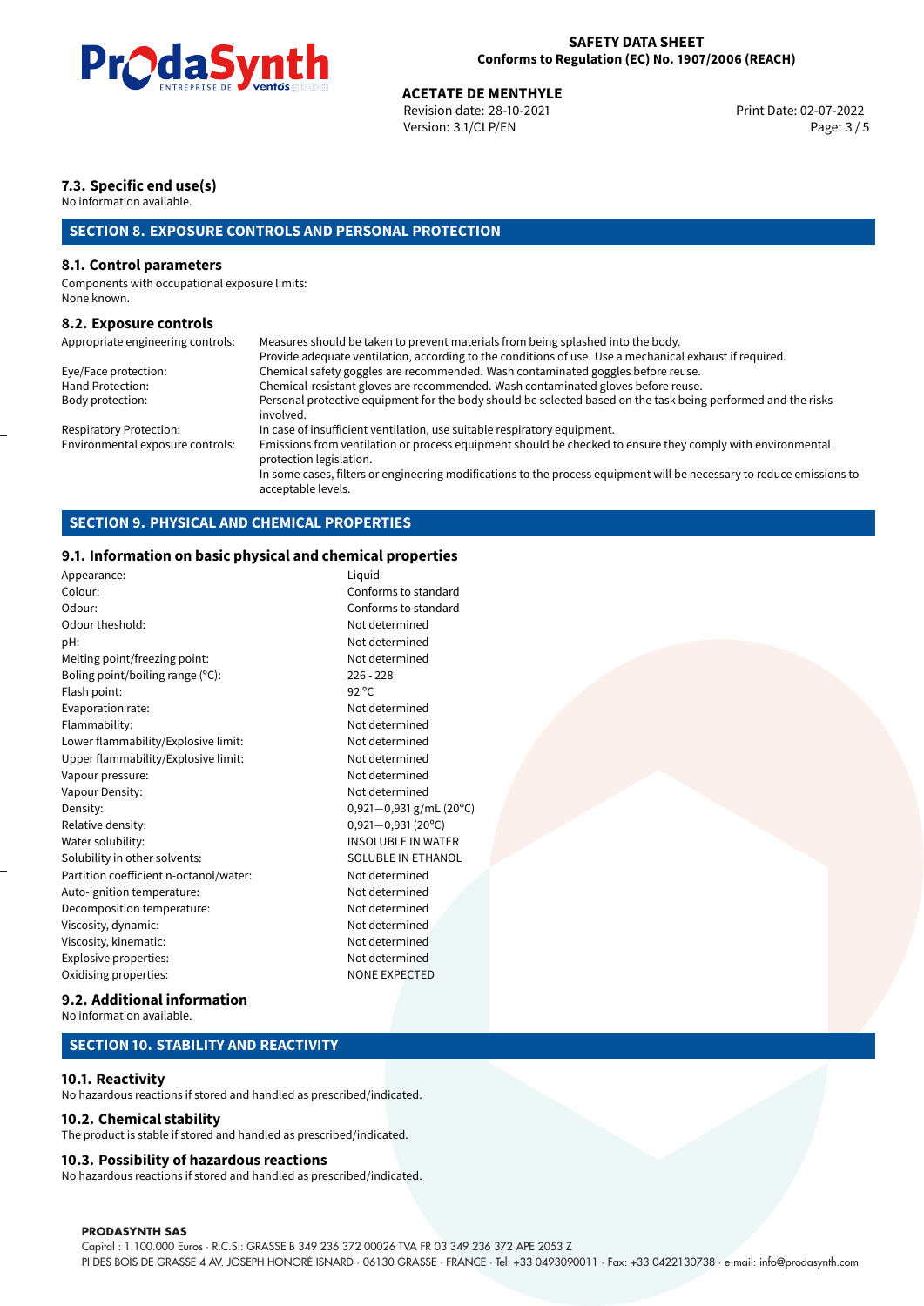### 7.3. Specific end use(s)

No information available.

## SECTION 8. EXPOSURE CONTROLS AND PERSONAL PROTECTION

### 8.1. Control parameters

Components with occupational exposure limits:
None known.

### 8.2. Exposure controls

| | |
|---|---|
| Appropriate engineering controls: | Measures should be taken to prevent materials from being splashed into the body. Provide adequate ventilation, according to the conditions of use. Use a mechanical exhaust if required. |
| Eye/Face protection: | Chemical safety goggles are recommended. Wash contaminated goggles before reuse. |
| Hand Protection: | Chemical-resistant gloves are recommended. Wash contaminated gloves before reuse. |
| Body protection: | Personal protective equipment for the body should be selected based on the task being performed and the risks involved. |
| Respiratory Protection: | In case of insufficient ventilation, use suitable respiratory equipment. |
| Environmental exposure controls: | Emissions from ventilation or process equipment should be checked to ensure they comply with environmental protection legislation. In some cases, filters or engineering modifications to the process equipment will be necessary to reduce emissions to acceptable levels. |

## SECTION 9. PHYSICAL AND CHEMICAL PROPERTIES

### 9.1. Information on basic physical and chemical properties

| | |
|---|---|
| Appearance: | Liquid |
| Colour: | Conforms to standard |
| Odour: | Conforms to standard |
| Odour theshold: | Not determined |
| pH: | Not determined |
| Melting point/freezing point: | Not determined |
| Boling point/boiling range (°C): | 226 - 228 |
| Flash point: | 92 °C |
| Evaporation rate: | Not determined |
| Flammability: | Not determined |
| Lower flammability/Explosive limit: | Not determined |
| Upper flammability/Explosive limit: | Not determined |
| Vapour pressure: | Not determined |
| Vapour Density: | Not determined |
| Density: | 0,921−0,931 g/mL (20°C) |
| Relative density: | 0,921−0,931 (20°C) |
| Water solubility: | INSOLUBLE IN WATER |
| Solubility in other solvents: | SOLUBLE IN ETHANOL |
| Partition coefficient n-octanol/water: | Not determined |
| Auto-ignition temperature: | Not determined |
| Decomposition temperature: | Not determined |
| Viscosity, dynamic: | Not determined |
| Viscosity, kinematic: | Not determined |
| Explosive properties: | Not determined |
| Oxidising properties: | NONE EXPECTED |

### 9.2. Additional information

No information available.

## SECTION 10. STABILITY AND REACTIVITY

### 10.1. Reactivity

No hazardous reactions if stored and handled as prescribed/indicated.

### 10.2. Chemical stability

The product is stable if stored and handled as prescribed/indicated.

### 10.3. Possibility of hazardous reactions

No hazardous reactions if stored and handled as prescribed/indicated.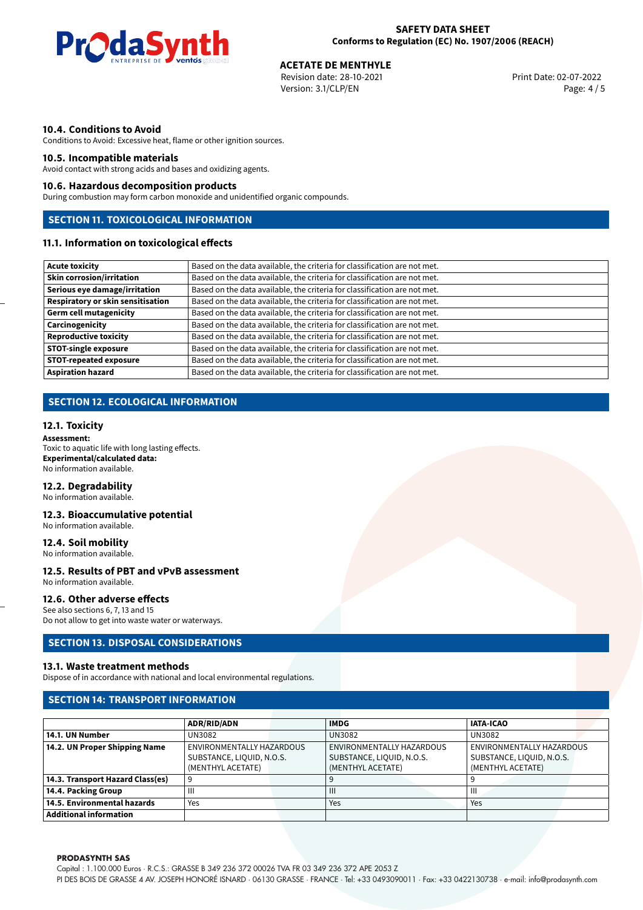### 10.4. Conditions to Avoid

Conditions to Avoid: Excessive heat, flame or other ignition sources.

### 10.5. Incompatible materials

Avoid contact with strong acids and bases and oxidizing agents.

### 10.6. Hazardous decomposition products

During combustion may form carbon monoxide and unidentified organic compounds.

## SECTION 11. TOXICOLOGICAL INFORMATION

### 11.1. Information on toxicological effects

| | |
|---|---|
| **Acute toxicity** | Based on the data available, the criteria for classification are not met. |
| **Skin corrosion/irritation** | Based on the data available, the criteria for classification are not met. |
| **Serious eye damage/irritation** | Based on the data available, the criteria for classification are not met. |
| **Respiratory or skin sensitisation** | Based on the data available, the criteria for classification are not met. |
| **Germ cell mutagenicity** | Based on the data available, the criteria for classification are not met. |
| **Carcinogenicity** | Based on the data available, the criteria for classification are not met. |
| **Reproductive toxicity** | Based on the data available, the criteria for classification are not met. |
| **STOT-single exposure** | Based on the data available, the criteria for classification are not met. |
| **STOT-repeated exposure** | Based on the data available, the criteria for classification are not met. |
| **Aspiration hazard** | Based on the data available, the criteria for classification are not met. |

## SECTION 12. ECOLOGICAL INFORMATION

### 12.1. Toxicity

**Assessment:**
Toxic to aquatic life with long lasting effects.
**Experimental/calculated data:**
No information available.

### 12.2. Degradability

No information available.

### 12.3. Bioaccumulative potential

No information available.

### 12.4. Soil mobility

No information available.

### 12.5. Results of PBT and vPvB assessment

No information available.

### 12.6. Other adverse effects

See also sections 6, 7, 13 and 15
Do not allow to get into waste water or waterways.

## SECTION 13. DISPOSAL CONSIDERATIONS

### 13.1. Waste treatment methods

Dispose of in accordance with national and local environmental regulations.

## SECTION 14: TRANSPORT INFORMATION

| | ADR/RID/ADN | IMDG | IATA-ICAO |
|---|---|---|---|
| **14.1. UN Number** | UN3082 | UN3082 | UN3082 |
| **14.2. UN Proper Shipping Name** | ENVIRONMENTALLY HAZARDOUS SUBSTANCE, LIQUID, N.O.S. (MENTHYL ACETATE) | ENVIRONMENTALLY HAZARDOUS SUBSTANCE, LIQUID, N.O.S. (MENTHYL ACETATE) | ENVIRONMENTALLY HAZARDOUS SUBSTANCE, LIQUID, N.O.S. (MENTHYL ACETATE) |
| **14.3. Transport Hazard Class(es)** | 9 | 9 | 9 |
| **14.4. Packing Group** | III | III | III |
| **14.5. Environmental hazards** | Yes | Yes | Yes |
| **Additional information** | | | |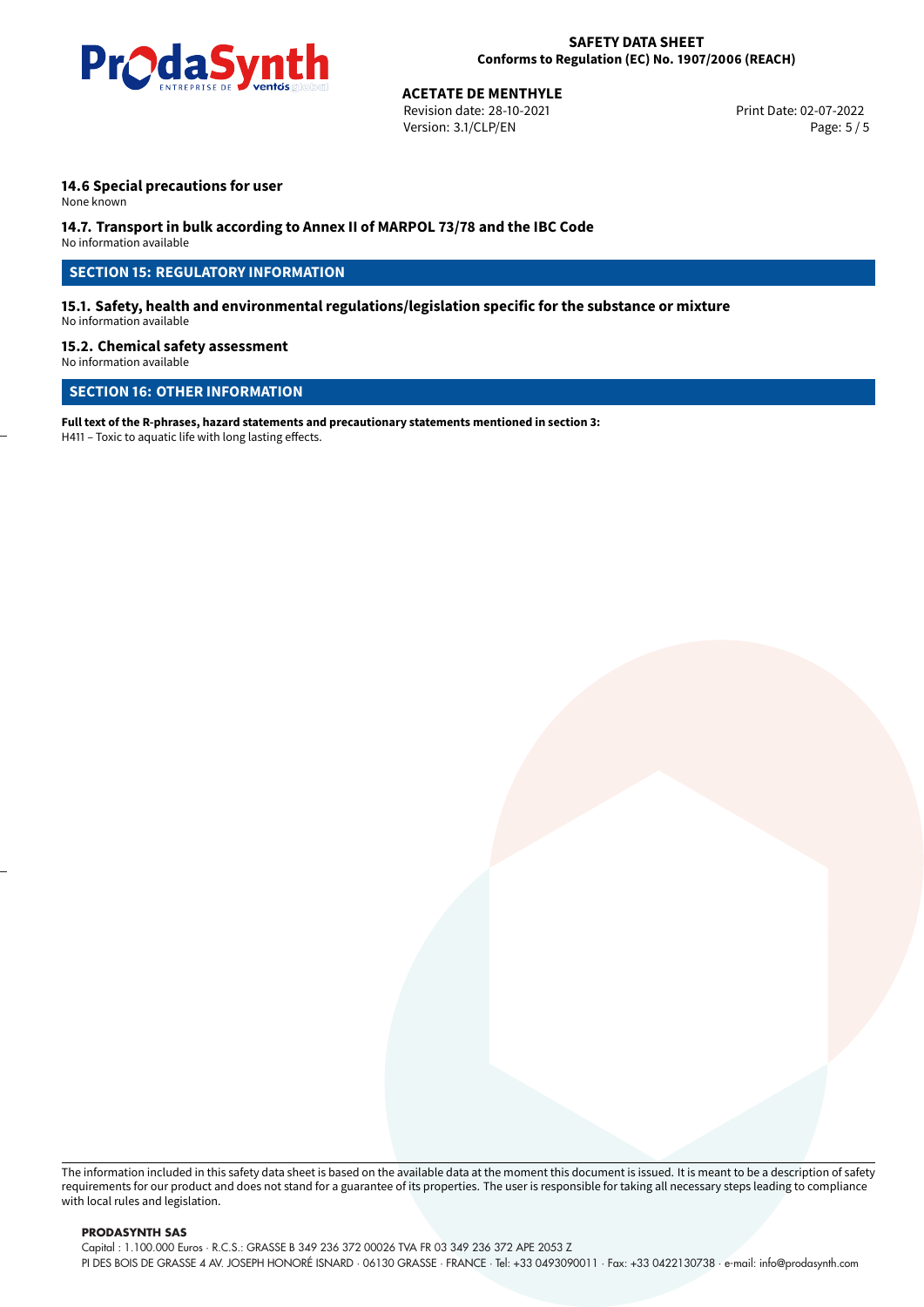### 14.6 Special precautions for user

None known

### 14.7. Transport in bulk according to Annex II of MARPOL 73/78 and the IBC Code

No information available

## SECTION 15: REGULATORY INFORMATION

### 15.1. Safety, health and environmental regulations/legislation specific for the substance or mixture

No information available

### 15.2. Chemical safety assessment

No information available

## SECTION 16: OTHER INFORMATION

**Full text of the R-phrases, hazard statements and precautionary statements mentioned in section 3:**

H411 – Toxic to aquatic life with long lasting effects.

The information included in this safety data sheet is based on the available data at the moment this document is issued. It is meant to be a description of safety requirements for our product and does not stand for a guarantee of its properties. The user is responsible for taking all necessary steps leading to compliance with local rules and legislation.

**PRODASYNTH SAS**

Capital : 1.100.000 Euros · R.C.S.: GRASSE B 349 236 372 00026 TVA FR 03 349 236 372 APE 2053 Z

PI DES BOIS DE GRASSE 4 AV. JOSEPH HONORÉ ISNARD · 06130 GRASSE · FRANCE · Tel: +33 0493090011 · Fax: +33 0422130738 · e-mail: info@prodasynth.com